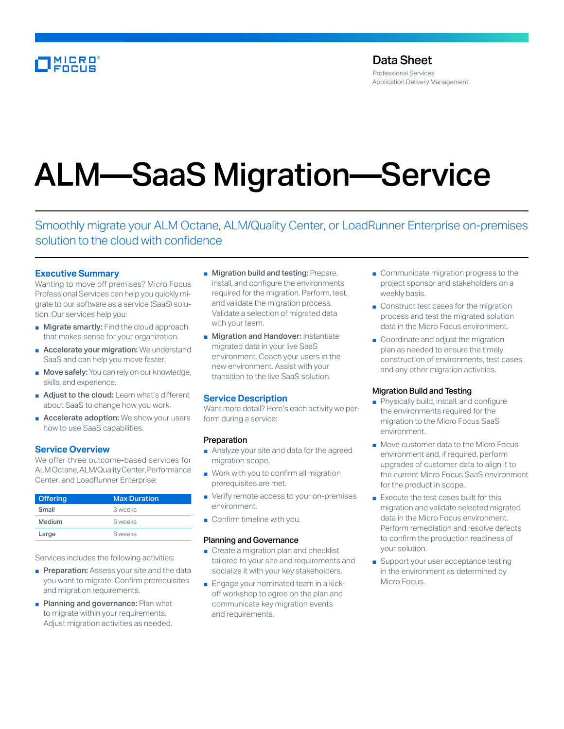Data Sheet
Professional Services
Application Delivery Management

# ALM—SaaS Migration—Service

## Smoothly migrate your ALM Octane, ALM/Quality Center, or LoadRunner Enterprise on-premises solution to the cloud with confidence

### Executive Summary

Wanting to move off premises? Micro Focus Professional Services can help you quickly migrate to our software as a service (SaaS) solution. Our services help you:

- **Migrate smartly:** Find the cloud approach that makes sense for your organization.
- **Accelerate your migration:** We understand SaaS and can help you move faster.
- **Move safely:** You can rely on our knowledge, skills, and experience.
- **Adjust to the cloud:** Learn what's different about SaaS to change how you work.
- **Accelerate adoption:** We show your users how to use SaaS capabilities.

### Service Overview

We offer three outcome-based services for ALM Octane, ALM/Quality Center, Performance Center, and LoadRunner Enterprise:

| Offering | Max Duration |
|---|---|
| Small | 3 weeks |
| Medium | 6 weeks |
| Large | 8 weeks |

Services includes the following activities:

- **Preparation:** Assess your site and the data you want to migrate. Confirm prerequisites and migration requirements.
- **Planning and governance:** Plan what to migrate within your requirements. Adjust migration activities as needed.
- **Migration build and testing:** Prepare, install, and configure the environments required for the migration. Perform, test, and validate the migration process. Validate a selection of migrated data with your team.
- **Migration and Handover:** Instantiate migrated data in your live SaaS environment. Coach your users in the new environment. Assist with your transition to the live SaaS solution.

### Service Description

Want more detail? Here's each activity we perform during a service:

#### Preparation

- Analyze your site and data for the agreed migration scope.
- Work with you to confirm all migration prerequisites are met.
- Verify remote access to your on-premises environment.
- Confirm timeline with you.

#### Planning and Governance

- Create a migration plan and checklist tailored to your site and requirements and socialize it with your key stakeholders.
- Engage your nominated team in a kick-off workshop to agree on the plan and communicate key migration events and requirements.
- Communicate migration progress to the project sponsor and stakeholders on a weekly basis.
- Construct test cases for the migration process and test the migrated solution data in the Micro Focus environment.
- Coordinate and adjust the migration plan as needed to ensure the timely construction of environments, test cases, and any other migration activities.

#### Migration Build and Testing

- Physically build, install, and configure the environments required for the migration to the Micro Focus SaaS environment.
- Move customer data to the Micro Focus environment and, if required, perform upgrades of customer data to align it to the current Micro Focus SaaS environment for the product in scope.
- Execute the test cases built for this migration and validate selected migrated data in the Micro Focus environment. Perform remediation and resolve defects to confirm the production readiness of your solution.
- Support your user acceptance testing in the environment as determined by Micro Focus.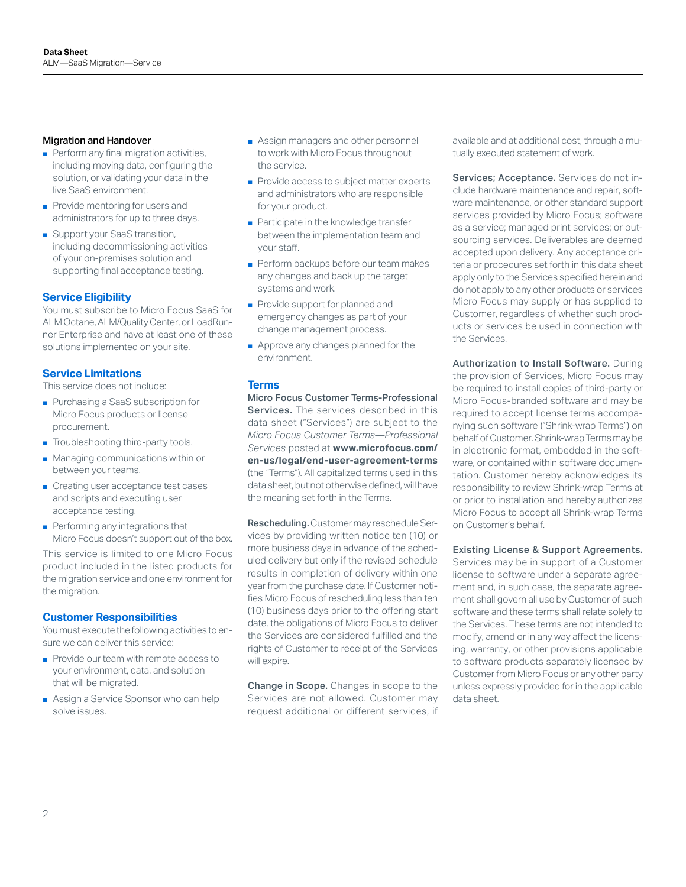### Migration and Handover

- Perform any final migration activities, including moving data, configuring the solution, or validating your data in the live SaaS environment.
- Provide mentoring for users and administrators for up to three days.
- Support your SaaS transition, including decommissioning activities of your on-premises solution and supporting final acceptance testing.

## Service Eligibility

You must subscribe to Micro Focus SaaS for ALM Octane, ALM/Quality Center, or LoadRunner Enterprise and have at least one of these solutions implemented on your site.

## Service Limitations

This service does not include:

- Purchasing a SaaS subscription for Micro Focus products or license procurement.
- Troubleshooting third-party tools.
- Managing communications within or between your teams.
- Creating user acceptance test cases and scripts and executing user acceptance testing.
- Performing any integrations that Micro Focus doesn't support out of the box.

This service is limited to one Micro Focus product included in the listed products for the migration service and one environment for the migration.

## Customer Responsibilities

You must execute the following activities to ensure we can deliver this service:

- Provide our team with remote access to your environment, data, and solution that will be migrated.
- Assign a Service Sponsor who can help solve issues.
- Assign managers and other personnel to work with Micro Focus throughout the service.
- Provide access to subject matter experts and administrators who are responsible for your product.
- Participate in the knowledge transfer between the implementation team and your staff.
- Perform backups before our team makes any changes and back up the target systems and work.
- Provide support for planned and emergency changes as part of your change management process.
- Approve any changes planned for the environment.

## Terms

**Micro Focus Customer Terms-Professional Services.** The services described in this data sheet ("Services") are subject to the *Micro Focus Customer Terms—Professional Services* posted at **www.microfocus.com/en-us/legal/end-user-agreement-terms** (the "Terms"). All capitalized terms used in this data sheet, but not otherwise defined, will have the meaning set forth in the Terms.

**Rescheduling.** Customer may reschedule Services by providing written notice ten (10) or more business days in advance of the scheduled delivery but only if the revised schedule results in completion of delivery within one year from the purchase date. If Customer notifies Micro Focus of rescheduling less than ten (10) business days prior to the offering start date, the obligations of Micro Focus to deliver the Services are considered fulfilled and the rights of Customer to receipt of the Services will expire.

**Change in Scope.** Changes in scope to the Services are not allowed. Customer may request additional or different services, if available and at additional cost, through a mutually executed statement of work.

**Services; Acceptance.** Services do not include hardware maintenance and repair, software maintenance, or other standard support services provided by Micro Focus; software as a service; managed print services; or outsourcing services. Deliverables are deemed accepted upon delivery. Any acceptance criteria or procedures set forth in this data sheet apply only to the Services specified herein and do not apply to any other products or services Micro Focus may supply or has supplied to Customer, regardless of whether such products or services be used in connection with the Services.

**Authorization to Install Software.** During the provision of Services, Micro Focus may be required to install copies of third-party or Micro Focus-branded software and may be required to accept license terms accompanying such software ("Shrink-wrap Terms") on behalf of Customer. Shrink-wrap Terms may be in electronic format, embedded in the software, or contained within software documentation. Customer hereby acknowledges its responsibility to review Shrink-wrap Terms at or prior to installation and hereby authorizes Micro Focus to accept all Shrink-wrap Terms on Customer's behalf.

**Existing License & Support Agreements.** Services may be in support of a Customer license to software under a separate agreement and, in such case, the separate agreement shall govern all use by Customer of such software and these terms shall relate solely to the Services. These terms are not intended to modify, amend or in any way affect the licensing, warranty, or other provisions applicable to software products separately licensed by Customer from Micro Focus or any other party unless expressly provided for in the applicable data sheet.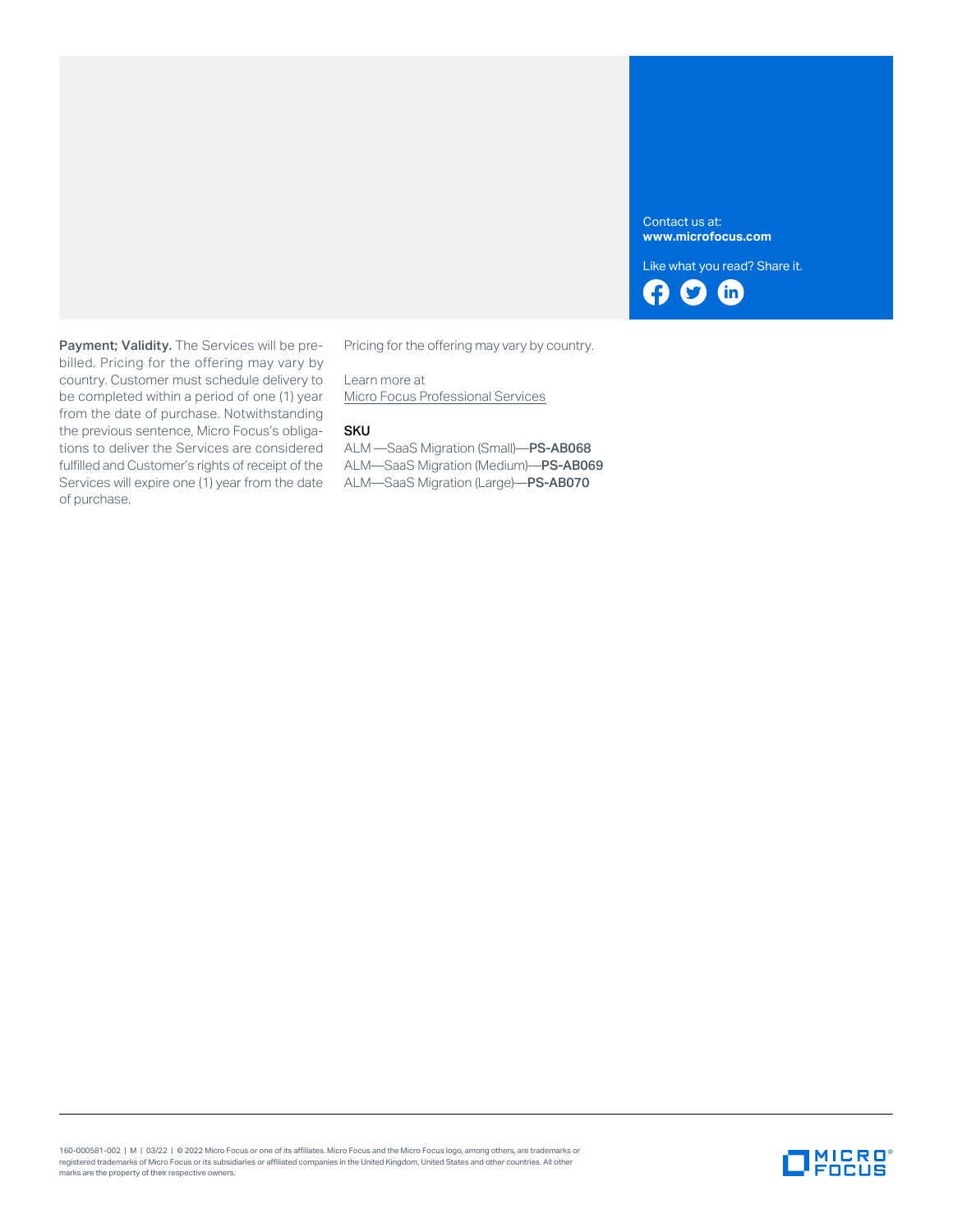Contact us at:
**www.microfocus.com**

Like what you read? Share it.

**Payment; Validity.** The Services will be pre-billed. Pricing for the offering may vary by country. Customer must schedule delivery to be completed within a period of one (1) year from the date of purchase. Notwithstanding the previous sentence, Micro Focus's obligations to deliver the Services are considered fulfilled and Customer's rights of receipt of the Services will expire one (1) year from the date of purchase.

Pricing for the offering may vary by country.

Learn more at
Micro Focus Professional Services

**SKU**

ALM —SaaS Migration (Small)—**PS-AB068**
ALM—SaaS Migration (Medium)—**PS-AB069**
ALM—SaaS Migration (Large)—**PS-AB070**

160-000581-002 | M | 03/22 | © 2022 Micro Focus or one of its affiliates. Micro Focus and the Micro Focus logo, among others, are trademarks or registered trademarks of Micro Focus or its subsidiaries or affiliated companies in the United Kingdom, United States and other countries. All other marks are the property of their respective owners.